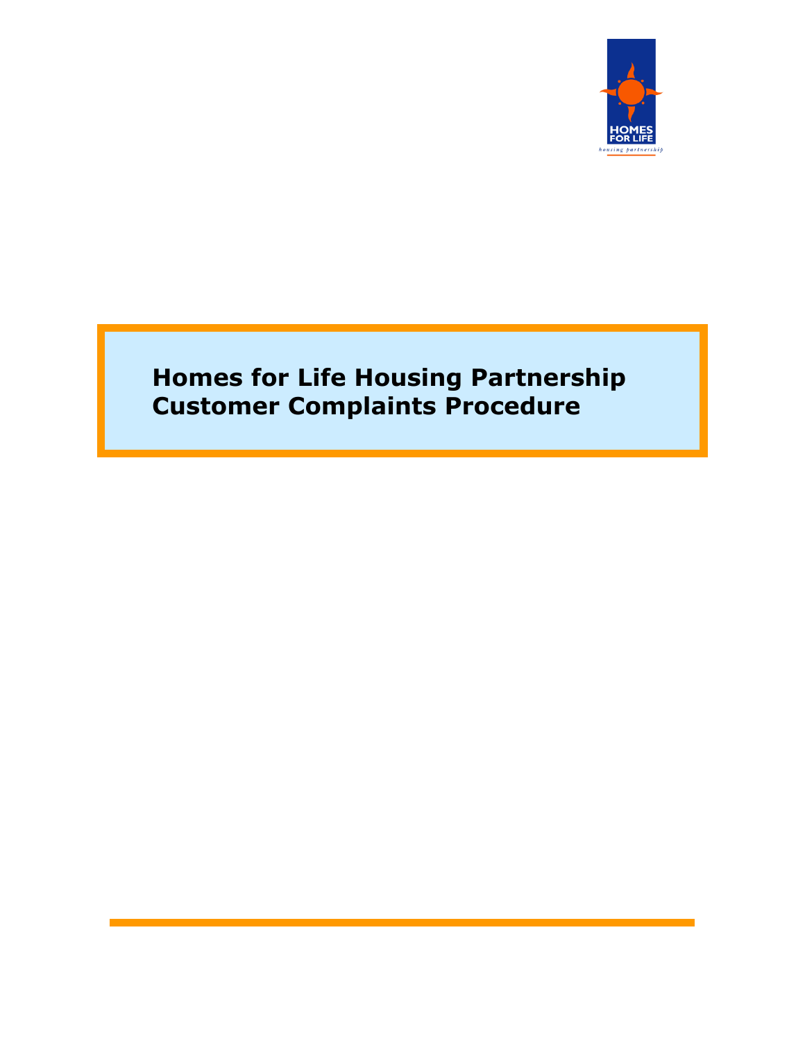# Homes for Life Housing Partnership Customer Complaints Procedure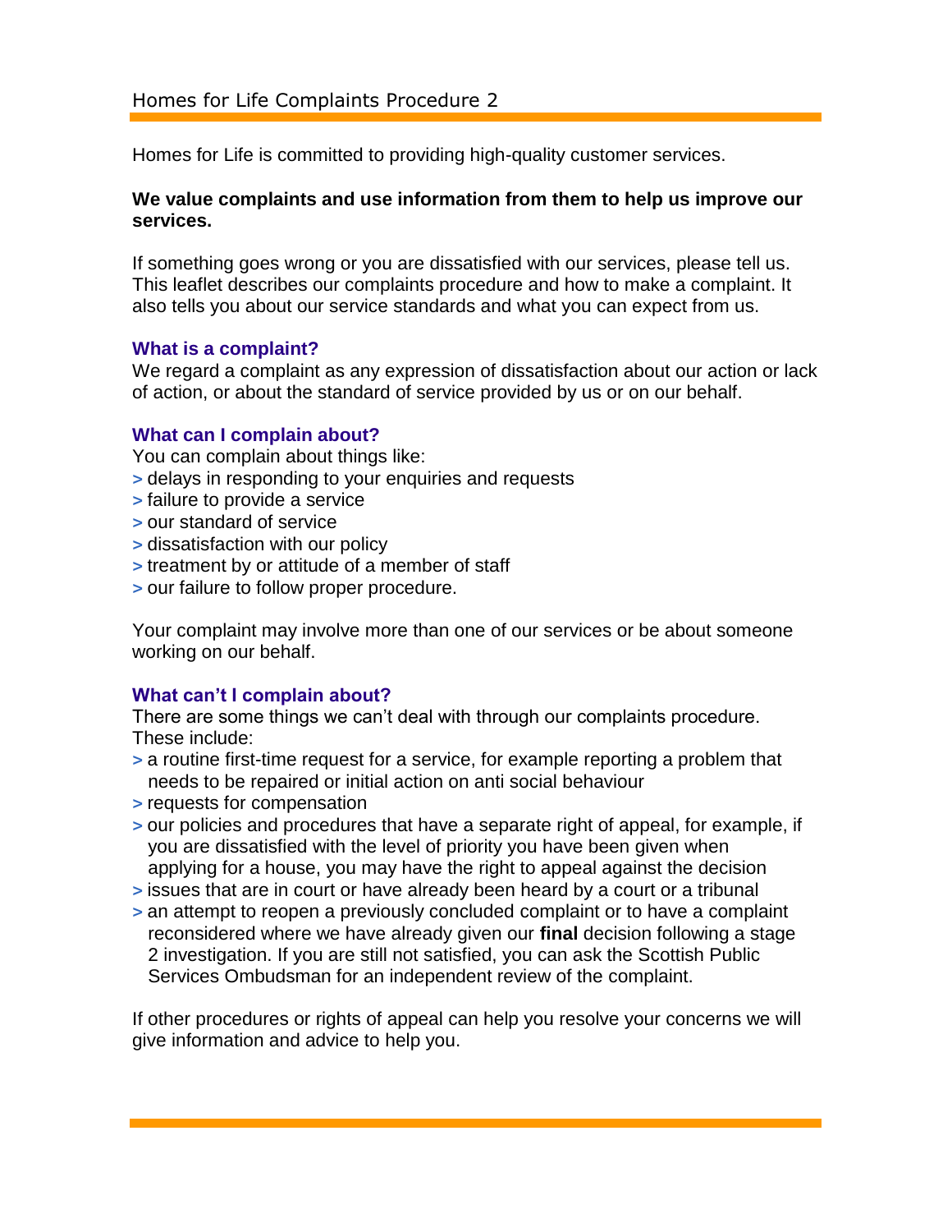Homes for Life is committed to providing high-quality customer services.

**We value complaints and use information from them to help us improve our services.**

If something goes wrong or you are dissatisfied with our services, please tell us. This leaflet describes our complaints procedure and how to make a complaint. It also tells you about our service standards and what you can expect from us.

### What is a complaint?

We regard a complaint as any expression of dissatisfaction about our action or lack of action, or about the standard of service provided by us or on our behalf.

### What can I complain about?

You can complain about things like:

- delays in responding to your enquiries and requests
- failure to provide a service
- our standard of service
- dissatisfaction with our policy
- treatment by or attitude of a member of staff
- our failure to follow proper procedure.

Your complaint may involve more than one of our services or be about someone working on our behalf.

### What can't I complain about?

There are some things we can't deal with through our complaints procedure. These include:

- a routine first-time request for a service, for example reporting a problem that needs to be repaired or initial action on anti social behaviour
- requests for compensation
- our policies and procedures that have a separate right of appeal, for example, if you are dissatisfied with the level of priority you have been given when applying for a house, you may have the right to appeal against the decision
- issues that are in court or have already been heard by a court or a tribunal
- an attempt to reopen a previously concluded complaint or to have a complaint reconsidered where we have already given our **final** decision following a stage 2 investigation. If you are still not satisfied, you can ask the Scottish Public Services Ombudsman for an independent review of the complaint.

If other procedures or rights of appeal can help you resolve your concerns we will give information and advice to help you.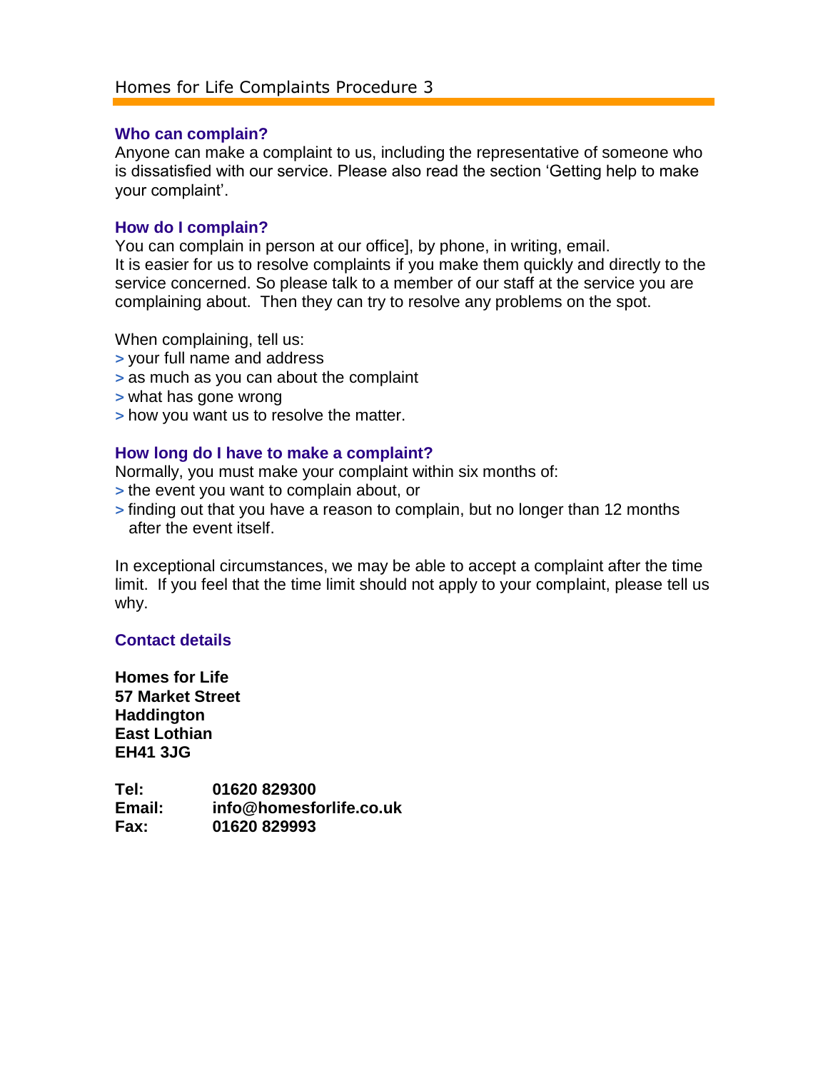## Who can complain?

Anyone can make a complaint to us, including the representative of someone who is dissatisfied with our service. Please also read the section 'Getting help to make your complaint'.

## How do I complain?

You can complain in person at our office], by phone, in writing, email.
It is easier for us to resolve complaints if you make them quickly and directly to the service concerned. So please talk to a member of our staff at the service you are complaining about. Then they can try to resolve any problems on the spot.

When complaining, tell us:

> your full name and address
> as much as you can about the complaint
> what has gone wrong
> how you want us to resolve the matter.

## How long do I have to make a complaint?

Normally, you must make your complaint within six months of:

> the event you want to complain about, or
> finding out that you have a reason to complain, but no longer than 12 months after the event itself.

In exceptional circumstances, we may be able to accept a complaint after the time limit. If you feel that the time limit should not apply to your complaint, please tell us why.

## Contact details

**Homes for Life**
**57 Market Street**
**Haddington**
**East Lothian**
**EH41 3JG**

| | |
|---|---|
| **Tel:** | **01620 829300** |
| **Email:** | **info@homesforlife.co.uk** |
| **Fax:** | **01620 829993** |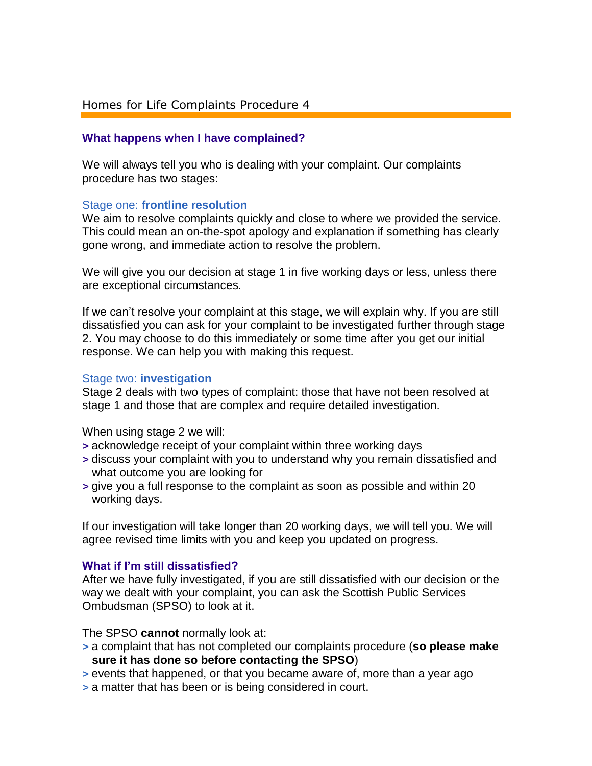## What happens when I have complained?

We will always tell you who is dealing with your complaint. Our complaints procedure has two stages:

### Stage one: **frontline resolution**

We aim to resolve complaints quickly and close to where we provided the service. This could mean an on-the-spot apology and explanation if something has clearly gone wrong, and immediate action to resolve the problem.

We will give you our decision at stage 1 in five working days or less, unless there are exceptional circumstances.

If we can't resolve your complaint at this stage, we will explain why. If you are still dissatisfied you can ask for your complaint to be investigated further through stage 2. You may choose to do this immediately or some time after you get our initial response. We can help you with making this request.

### Stage two: **investigation**

Stage 2 deals with two types of complaint: those that have not been resolved at stage 1 and those that are complex and require detailed investigation.

When using stage 2 we will:

- acknowledge receipt of your complaint within three working days
- discuss your complaint with you to understand why you remain dissatisfied and what outcome you are looking for
- give you a full response to the complaint as soon as possible and within 20 working days.

If our investigation will take longer than 20 working days, we will tell you. We will agree revised time limits with you and keep you updated on progress.

## What if I'm still dissatisfied?

After we have fully investigated, if you are still dissatisfied with our decision or the way we dealt with your complaint, you can ask the Scottish Public Services Ombudsman (SPSO) to look at it.

The SPSO **cannot** normally look at:

- a complaint that has not completed our complaints procedure (**so please make sure it has done so before contacting the SPSO**)
- events that happened, or that you became aware of, more than a year ago
- a matter that has been or is being considered in court.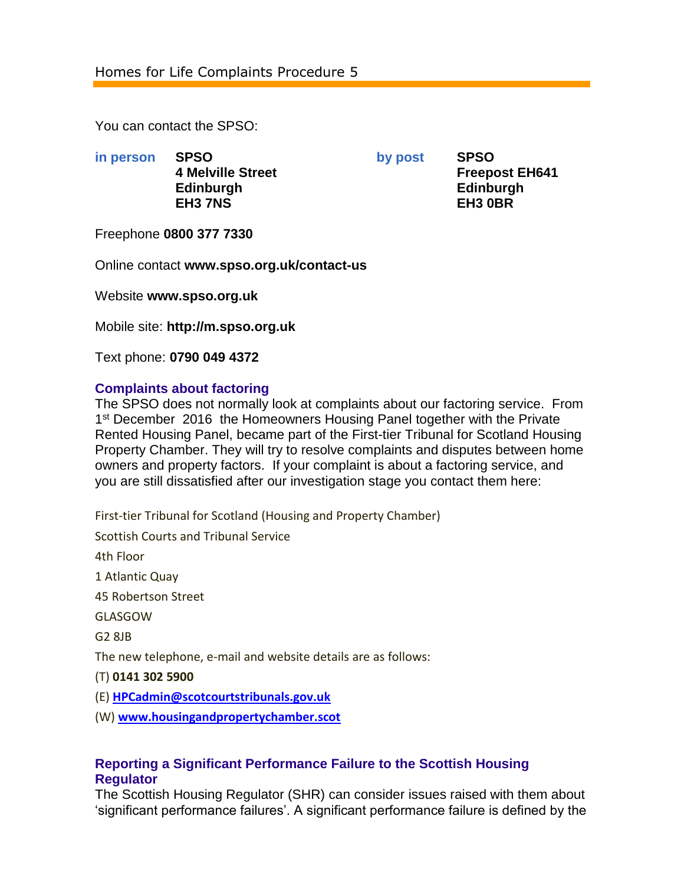You can contact the SPSO:

**in person**
**SPSO**
**4 Melville Street**
**Edinburgh**
**EH3 7NS**

**by post**
**SPSO**
**Freepost EH641**
**Edinburgh**
**EH3 0BR**

Freephone **0800 377 7330**

Online contact **www.spso.org.uk/contact-us**

Website **www.spso.org.uk**

Mobile site: **http://m.spso.org.uk**

Text phone: **0790 049 4372**

### Complaints about factoring

The SPSO does not normally look at complaints about our factoring service. From 1st December 2016 the Homeowners Housing Panel together with the Private Rented Housing Panel, became part of the First-tier Tribunal for Scotland Housing Property Chamber. They will try to resolve complaints and disputes between home owners and property factors. If your complaint is about a factoring service, and you are still dissatisfied after our investigation stage you contact them here:

First-tier Tribunal for Scotland (Housing and Property Chamber)

Scottish Courts and Tribunal Service

4th Floor

1 Atlantic Quay

45 Robertson Street

GLASGOW

G2 8JB

The new telephone, e-mail and website details are as follows:

(T) **0141 302 5900**

(E) **HPCadmin@scotcourtstribunals.gov.uk**

(W) **www.housingandpropertychamber.scot**

### Reporting a Significant Performance Failure to the Scottish Housing Regulator

The Scottish Housing Regulator (SHR) can consider issues raised with them about 'significant performance failures'. A significant performance failure is defined by the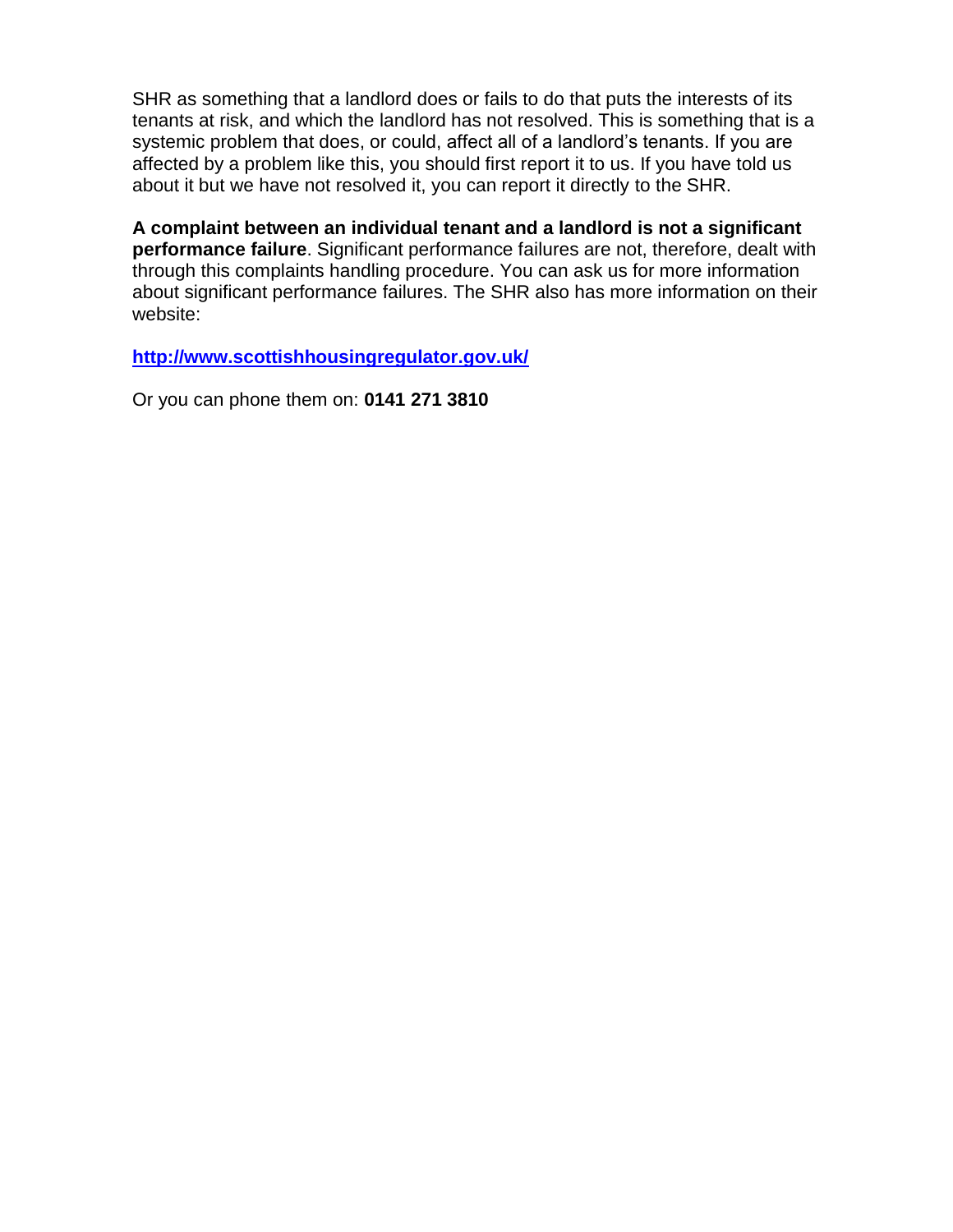SHR as something that a landlord does or fails to do that puts the interests of its tenants at risk, and which the landlord has not resolved. This is something that is a systemic problem that does, or could, affect all of a landlord's tenants. If you are affected by a problem like this, you should first report it to us. If you have told us about it but we have not resolved it, you can report it directly to the SHR.

**A complaint between an individual tenant and a landlord is not a significant performance failure**. Significant performance failures are not, therefore, dealt with through this complaints handling procedure. You can ask us for more information about significant performance failures. The SHR also has more information on their website:

**[http://www.scottishhousingregulator.gov.uk/](http://www.scottishhousingregulator.gov.uk/)**

Or you can phone them on: **0141 271 3810**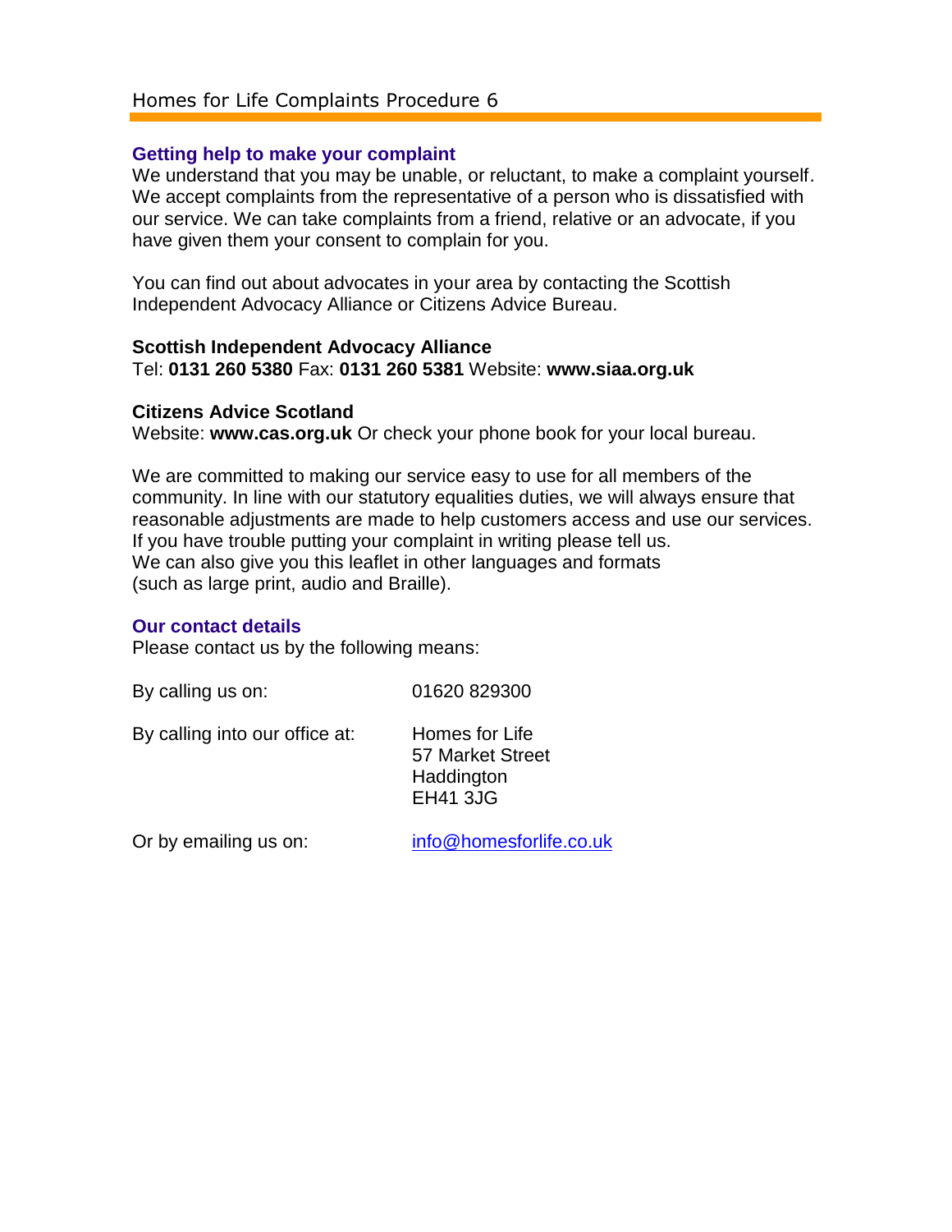## Getting help to make your complaint

We understand that you may be unable, or reluctant, to make a complaint yourself. We accept complaints from the representative of a person who is dissatisfied with our service. We can take complaints from a friend, relative or an advocate, if you have given them your consent to complain for you.

You can find out about advocates in your area by contacting the Scottish Independent Advocacy Alliance or Citizens Advice Bureau.

**Scottish Independent Advocacy Alliance**
Tel: **0131 260 5380** Fax: **0131 260 5381** Website: **www.siaa.org.uk**

**Citizens Advice Scotland**
Website: **www.cas.org.uk** Or check your phone book for your local bureau.

We are committed to making our service easy to use for all members of the community. In line with our statutory equalities duties, we will always ensure that reasonable adjustments are made to help customers access and use our services. If you have trouble putting your complaint in writing please tell us.
We can also give you this leaflet in other languages and formats (such as large print, audio and Braille).

## Our contact details

Please contact us by the following means:

By calling us on: 01620 829300

By calling into our office at:
Homes for Life
57 Market Street
Haddington
EH41 3JG

Or by emailing us on: info@homesforlife.co.uk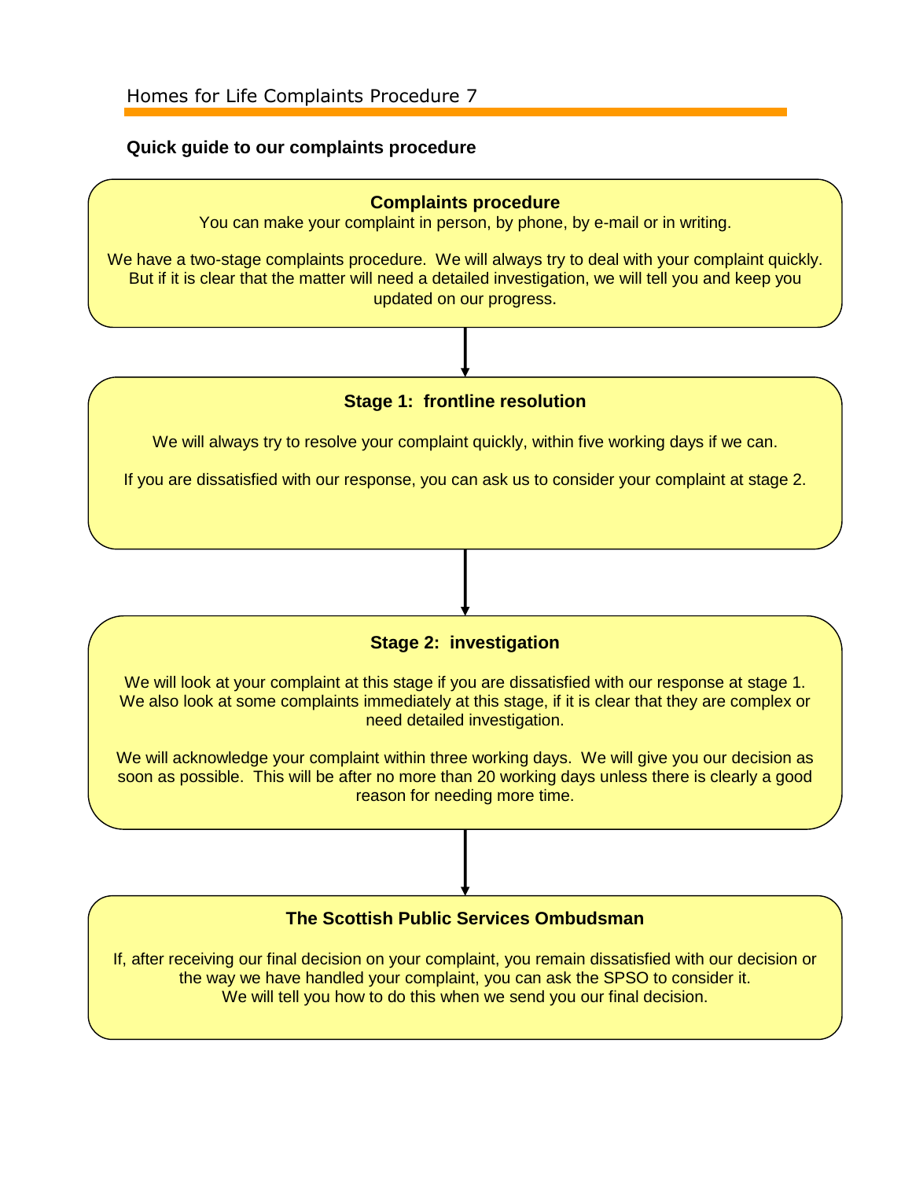**Quick guide to our complaints procedure**

**Complaints procedure**

You can make your complaint in person, by phone, by e-mail or in writing.

We have a two-stage complaints procedure. We will always try to deal with your complaint quickly. But if it is clear that the matter will need a detailed investigation, we will tell you and keep you updated on our progress.

**Stage 1: frontline resolution**

We will always try to resolve your complaint quickly, within five working days if we can.

If you are dissatisfied with our response, you can ask us to consider your complaint at stage 2.

**Stage 2: investigation**

We will look at your complaint at this stage if you are dissatisfied with our response at stage 1. We also look at some complaints immediately at this stage, if it is clear that they are complex or need detailed investigation.

We will acknowledge your complaint within three working days. We will give you our decision as soon as possible. This will be after no more than 20 working days unless there is clearly a good reason for needing more time.

**The Scottish Public Services Ombudsman**

If, after receiving our final decision on your complaint, you remain dissatisfied with our decision or the way we have handled your complaint, you can ask the SPSO to consider it. We will tell you how to do this when we send you our final decision.